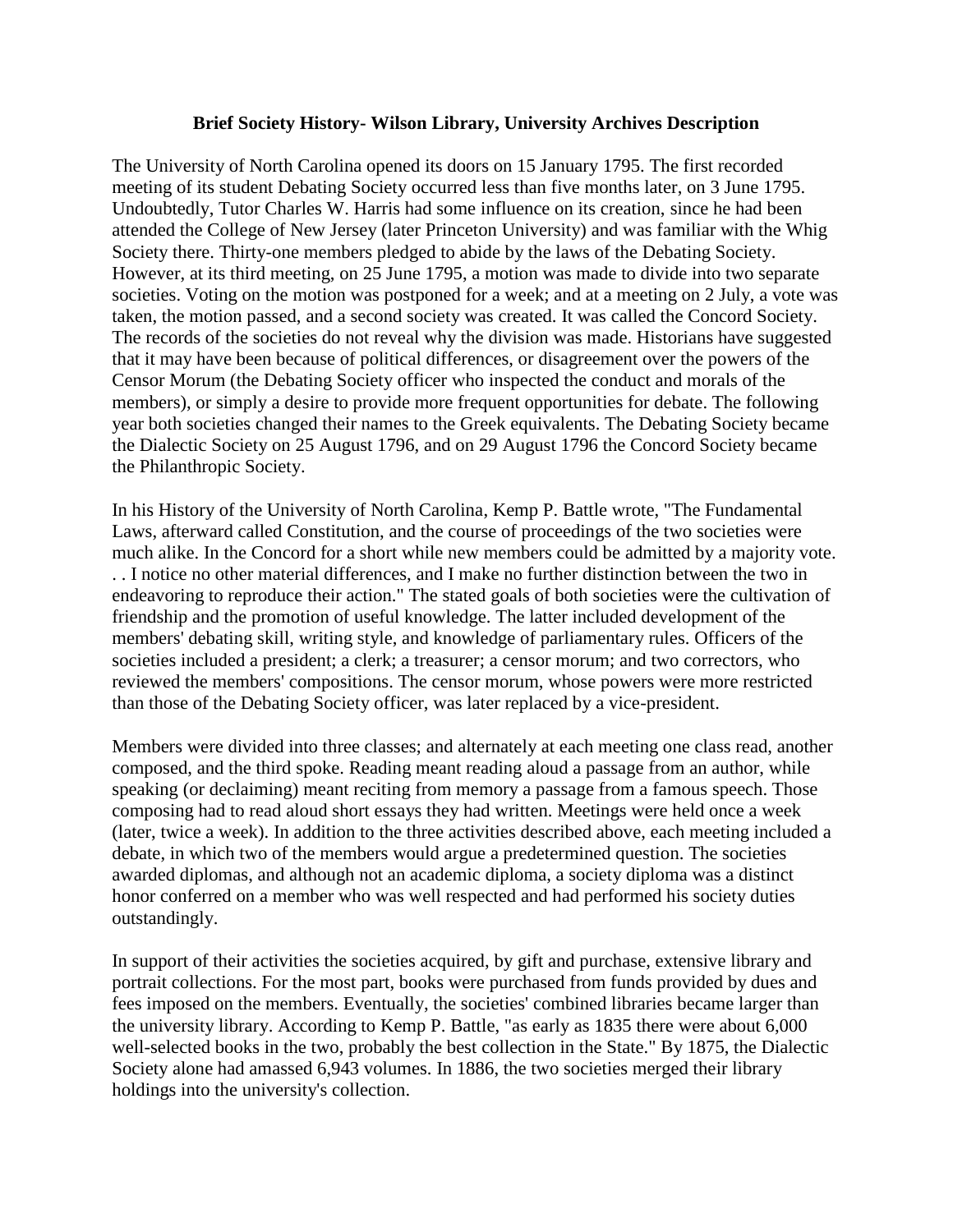**Brief Society History- Wilson Library, University Archives Description**

The University of North Carolina opened its doors on 15 January 1795. The first recorded meeting of its student Debating Society occurred less than five months later, on 3 June 1795. Undoubtedly, Tutor Charles W. Harris had some influence on its creation, since he had been attended the College of New Jersey (later Princeton University) and was familiar with the Whig Society there. Thirty-one members pledged to abide by the laws of the Debating Society. However, at its third meeting, on 25 June 1795, a motion was made to divide into two separate societies. Voting on the motion was postponed for a week; and at a meeting on 2 July, a vote was taken, the motion passed, and a second society was created. It was called the Concord Society. The records of the societies do not reveal why the division was made. Historians have suggested that it may have been because of political differences, or disagreement over the powers of the Censor Morum (the Debating Society officer who inspected the conduct and morals of the members), or simply a desire to provide more frequent opportunities for debate. The following year both societies changed their names to the Greek equivalents. The Debating Society became the Dialectic Society on 25 August 1796, and on 29 August 1796 the Concord Society became the Philanthropic Society.

In his History of the University of North Carolina, Kemp P. Battle wrote, "The Fundamental Laws, afterward called Constitution, and the course of proceedings of the two societies were much alike. In the Concord for a short while new members could be admitted by a majority vote. . . I notice no other material differences, and I make no further distinction between the two in endeavoring to reproduce their action." The stated goals of both societies were the cultivation of friendship and the promotion of useful knowledge. The latter included development of the members' debating skill, writing style, and knowledge of parliamentary rules. Officers of the societies included a president; a clerk; a treasurer; a censor morum; and two correctors, who reviewed the members' compositions. The censor morum, whose powers were more restricted than those of the Debating Society officer, was later replaced by a vice-president.

Members were divided into three classes; and alternately at each meeting one class read, another composed, and the third spoke. Reading meant reading aloud a passage from an author, while speaking (or declaiming) meant reciting from memory a passage from a famous speech. Those composing had to read aloud short essays they had written. Meetings were held once a week (later, twice a week). In addition to the three activities described above, each meeting included a debate, in which two of the members would argue a predetermined question. The societies awarded diplomas, and although not an academic diploma, a society diploma was a distinct honor conferred on a member who was well respected and had performed his society duties outstandingly.

In support of their activities the societies acquired, by gift and purchase, extensive library and portrait collections. For the most part, books were purchased from funds provided by dues and fees imposed on the members. Eventually, the societies' combined libraries became larger than the university library. According to Kemp P. Battle, "as early as 1835 there were about 6,000 well-selected books in the two, probably the best collection in the State." By 1875, the Dialectic Society alone had amassed 6,943 volumes. In 1886, the two societies merged their library holdings into the university's collection.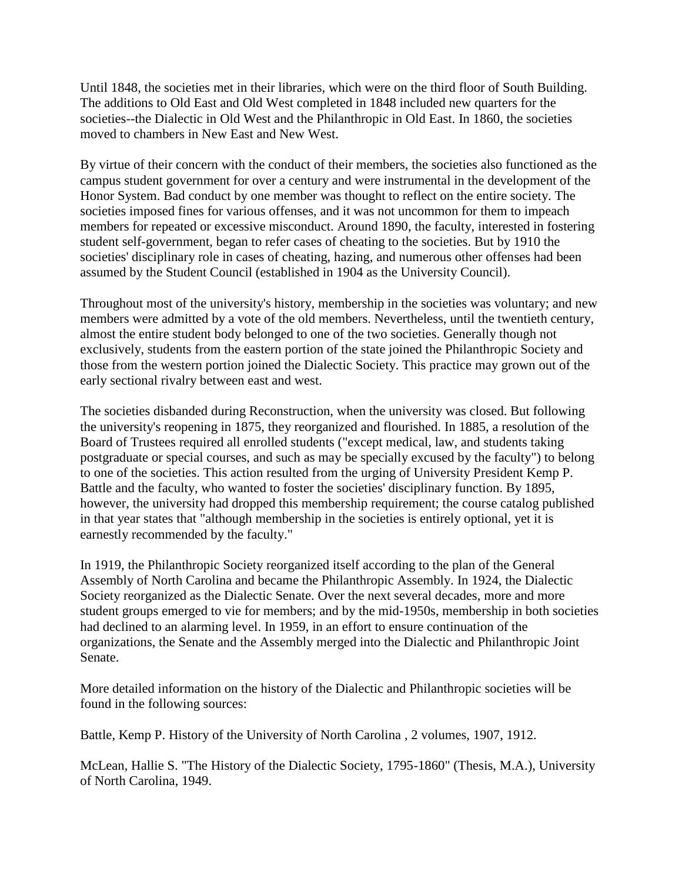Until 1848, the societies met in their libraries, which were on the third floor of South Building. The additions to Old East and Old West completed in 1848 included new quarters for the societies--the Dialectic in Old West and the Philanthropic in Old East. In 1860, the societies moved to chambers in New East and New West.

By virtue of their concern with the conduct of their members, the societies also functioned as the campus student government for over a century and were instrumental in the development of the Honor System. Bad conduct by one member was thought to reflect on the entire society. The societies imposed fines for various offenses, and it was not uncommon for them to impeach members for repeated or excessive misconduct. Around 1890, the faculty, interested in fostering student self-government, began to refer cases of cheating to the societies. But by 1910 the societies' disciplinary role in cases of cheating, hazing, and numerous other offenses had been assumed by the Student Council (established in 1904 as the University Council).

Throughout most of the university's history, membership in the societies was voluntary; and new members were admitted by a vote of the old members. Nevertheless, until the twentieth century, almost the entire student body belonged to one of the two societies. Generally though not exclusively, students from the eastern portion of the state joined the Philanthropic Society and those from the western portion joined the Dialectic Society. This practice may grown out of the early sectional rivalry between east and west.

The societies disbanded during Reconstruction, when the university was closed. But following the university's reopening in 1875, they reorganized and flourished. In 1885, a resolution of the Board of Trustees required all enrolled students ("except medical, law, and students taking postgraduate or special courses, and such as may be specially excused by the faculty") to belong to one of the societies. This action resulted from the urging of University President Kemp P. Battle and the faculty, who wanted to foster the societies' disciplinary function. By 1895, however, the university had dropped this membership requirement; the course catalog published in that year states that "although membership in the societies is entirely optional, yet it is earnestly recommended by the faculty."

In 1919, the Philanthropic Society reorganized itself according to the plan of the General Assembly of North Carolina and became the Philanthropic Assembly. In 1924, the Dialectic Society reorganized as the Dialectic Senate. Over the next several decades, more and more student groups emerged to vie for members; and by the mid-1950s, membership in both societies had declined to an alarming level. In 1959, in an effort to ensure continuation of the organizations, the Senate and the Assembly merged into the Dialectic and Philanthropic Joint Senate.

More detailed information on the history of the Dialectic and Philanthropic societies will be found in the following sources:

Battle, Kemp P. History of the University of North Carolina , 2 volumes, 1907, 1912.

McLean, Hallie S. "The History of the Dialectic Society, 1795-1860" (Thesis, M.A.), University of North Carolina, 1949.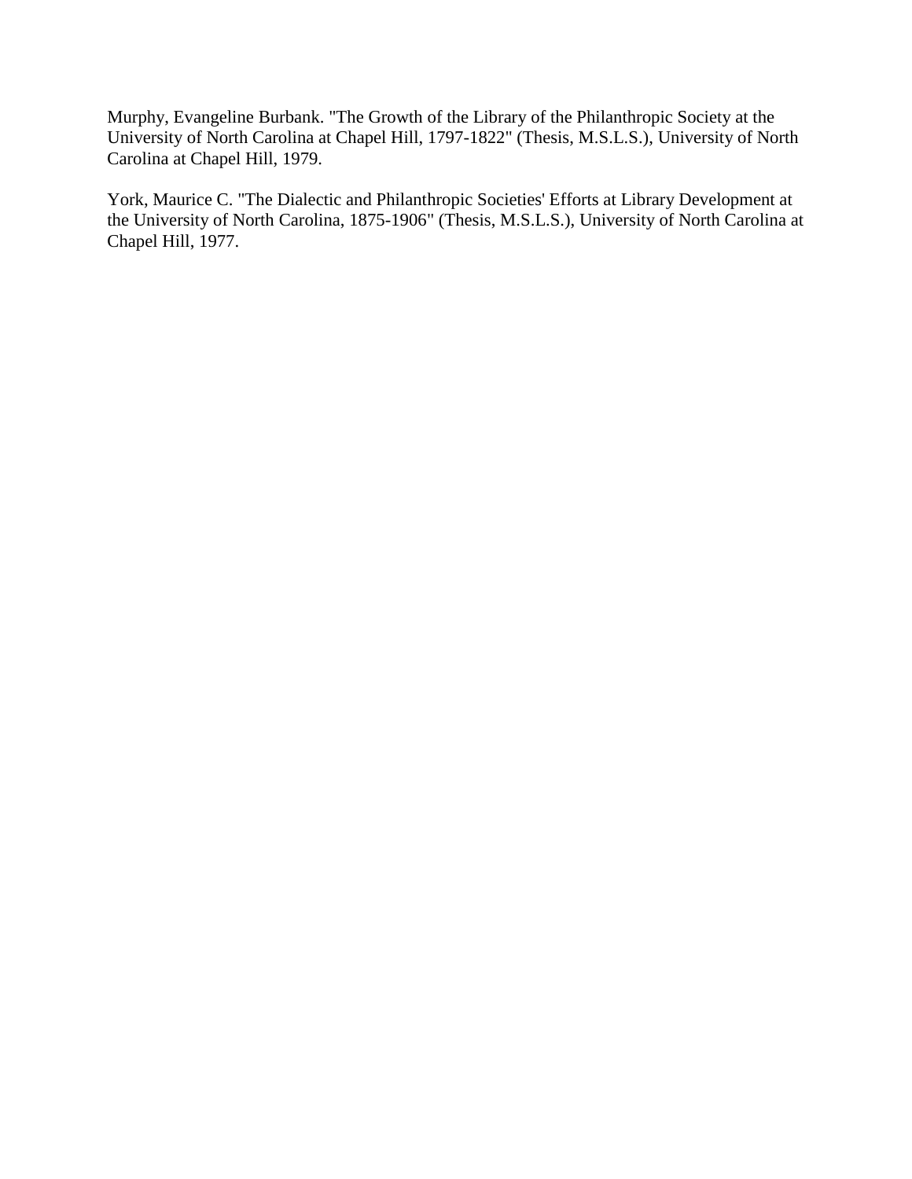Murphy, Evangeline Burbank. "The Growth of the Library of the Philanthropic Society at the University of North Carolina at Chapel Hill, 1797-1822" (Thesis, M.S.L.S.), University of North Carolina at Chapel Hill, 1979.

York, Maurice C. "The Dialectic and Philanthropic Societies' Efforts at Library Development at the University of North Carolina, 1875-1906" (Thesis, M.S.L.S.), University of North Carolina at Chapel Hill, 1977.